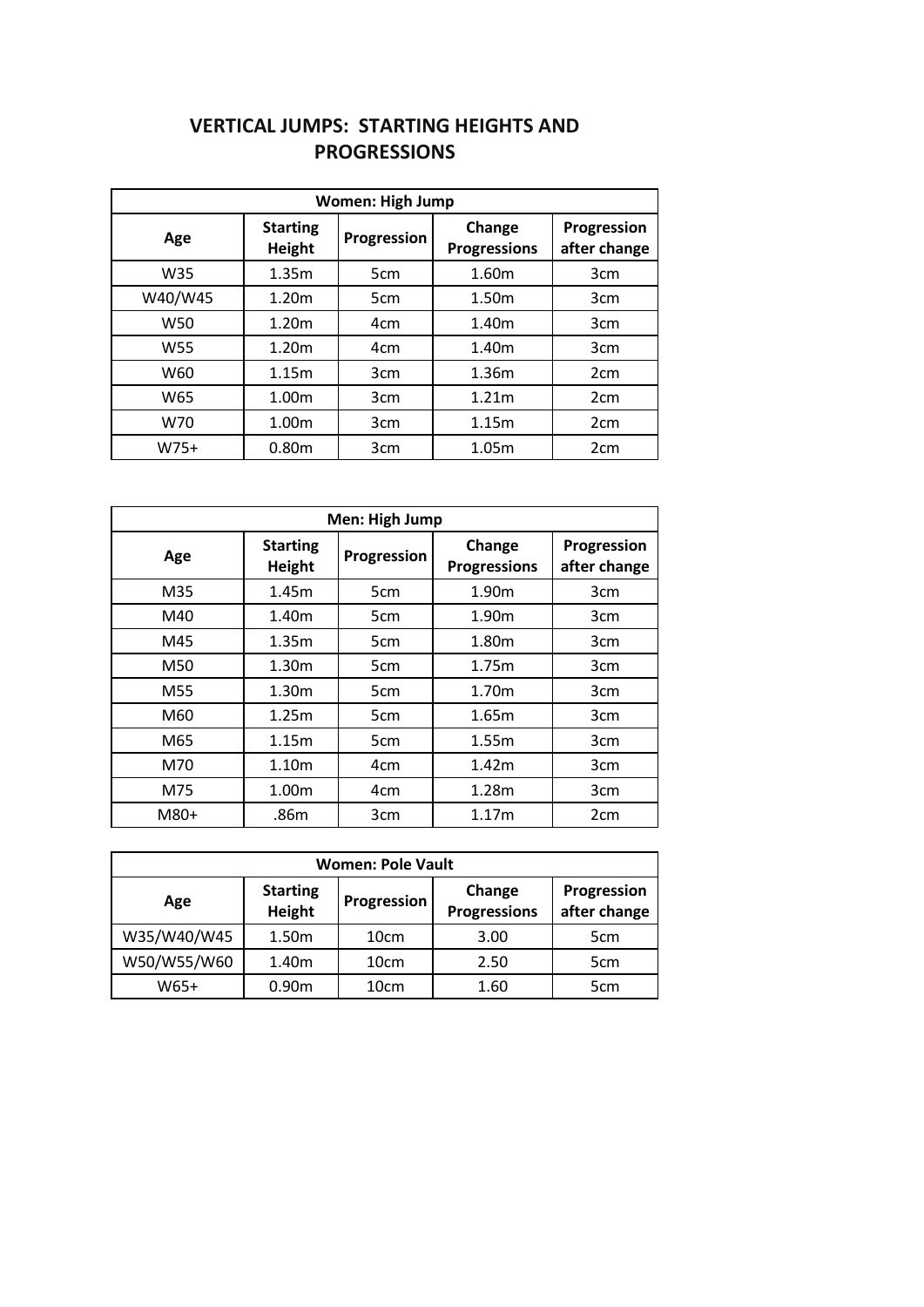# VERTICAL JUMPS: STARTING HEIGHTS AND PROGRESSIONS

| Women: High Jump | | | | |
|---|---|---|---|---|
| **Age** | **Starting Height** | **Progression** | **Change Progressions** | **Progression after change** |
| W35 | 1.35m | 5cm | 1.60m | 3cm |
| W40/W45 | 1.20m | 5cm | 1.50m | 3cm |
| W50 | 1.20m | 4cm | 1.40m | 3cm |
| W55 | 1.20m | 4cm | 1.40m | 3cm |
| W60 | 1.15m | 3cm | 1.36m | 2cm |
| W65 | 1.00m | 3cm | 1.21m | 2cm |
| W70 | 1.00m | 3cm | 1.15m | 2cm |
| W75+ | 0.80m | 3cm | 1.05m | 2cm |

| Men: High Jump | | | | |
|---|---|---|---|---|
| **Age** | **Starting Height** | **Progression** | **Change Progressions** | **Progression after change** |
| M35 | 1.45m | 5cm | 1.90m | 3cm |
| M40 | 1.40m | 5cm | 1.90m | 3cm |
| M45 | 1.35m | 5cm | 1.80m | 3cm |
| M50 | 1.30m | 5cm | 1.75m | 3cm |
| M55 | 1.30m | 5cm | 1.70m | 3cm |
| M60 | 1.25m | 5cm | 1.65m | 3cm |
| M65 | 1.15m | 5cm | 1.55m | 3cm |
| M70 | 1.10m | 4cm | 1.42m | 3cm |
| M75 | 1.00m | 4cm | 1.28m | 3cm |
| M80+ | .86m | 3cm | 1.17m | 2cm |

| Women: Pole Vault | | | | |
|---|---|---|---|---|
| **Age** | **Starting Height** | **Progression** | **Change Progressions** | **Progression after change** |
| W35/W40/W45 | 1.50m | 10cm | 3.00 | 5cm |
| W50/W55/W60 | 1.40m | 10cm | 2.50 | 5cm |
| W65+ | 0.90m | 10cm | 1.60 | 5cm |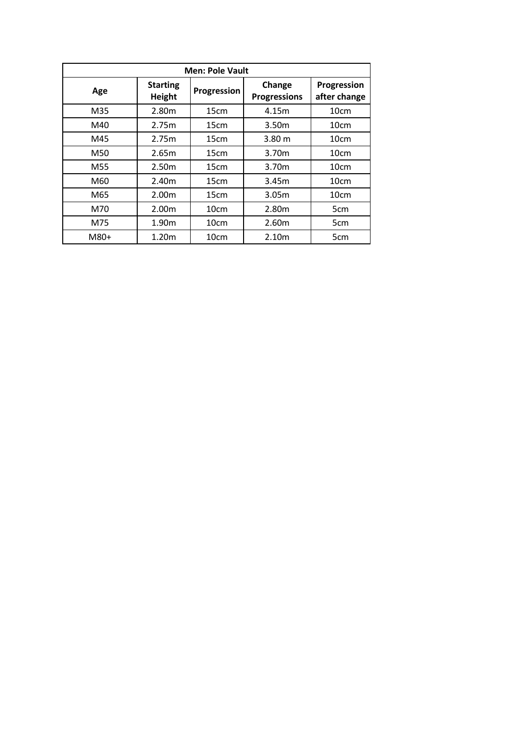| Men: Pole Vault | | | | |
|---|---|---|---|---|
| **Age** | **Starting Height** | **Progression** | **Change Progressions** | **Progression after change** |
| M35 | 2.80m | 15cm | 4.15m | 10cm |
| M40 | 2.75m | 15cm | 3.50m | 10cm |
| M45 | 2.75m | 15cm | 3.80 m | 10cm |
| M50 | 2.65m | 15cm | 3.70m | 10cm |
| M55 | 2.50m | 15cm | 3.70m | 10cm |
| M60 | 2.40m | 15cm | 3.45m | 10cm |
| M65 | 2.00m | 15cm | 3.05m | 10cm |
| M70 | 2.00m | 10cm | 2.80m | 5cm |
| M75 | 1.90m | 10cm | 2.60m | 5cm |
| M80+ | 1.20m | 10cm | 2.10m | 5cm |